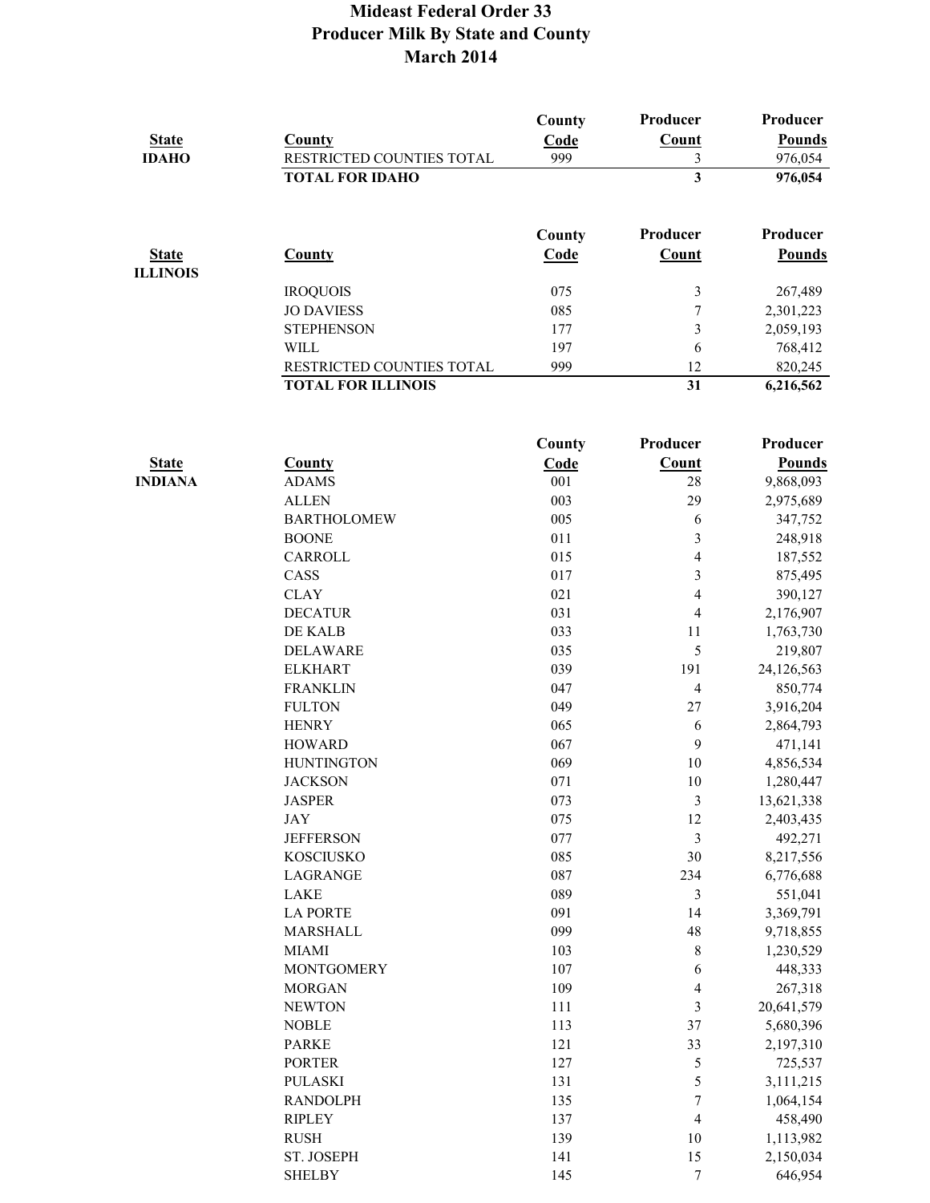# Mideast Federal Order 33
## Producer Milk By State and County
## March 2014

| State | County | County Code | Producer Count | Producer Pounds |
|---|---|---|---|---|
| IDAHO | RESTRICTED COUNTIES TOTAL | 999 | 3 | 976,054 |
| | **TOTAL FOR IDAHO** | | **3** | **976,054** |

| State | County | County Code | Producer Count | Producer Pounds |
|---|---|---|---|---|
| ILLINOIS | | | | |
| | IROQUOIS | 075 | 3 | 267,489 |
| | JO DAVIESS | 085 | 7 | 2,301,223 |
| | STEPHENSON | 177 | 3 | 2,059,193 |
| | WILL | 197 | 6 | 768,412 |
| | RESTRICTED COUNTIES TOTAL | 999 | 12 | 820,245 |
| | **TOTAL FOR ILLINOIS** | | **31** | **6,216,562** |

| State | County | County Code | Producer Count | Producer Pounds |
|---|---|---|---|---|
| INDIANA | ADAMS | 001 | 28 | 9,868,093 |
| | ALLEN | 003 | 29 | 2,975,689 |
| | BARTHOLOMEW | 005 | 6 | 347,752 |
| | BOONE | 011 | 3 | 248,918 |
| | CARROLL | 015 | 4 | 187,552 |
| | CASS | 017 | 3 | 875,495 |
| | CLAY | 021 | 4 | 390,127 |
| | DECATUR | 031 | 4 | 2,176,907 |
| | DE KALB | 033 | 11 | 1,763,730 |
| | DELAWARE | 035 | 5 | 219,807 |
| | ELKHART | 039 | 191 | 24,126,563 |
| | FRANKLIN | 047 | 4 | 850,774 |
| | FULTON | 049 | 27 | 3,916,204 |
| | HENRY | 065 | 6 | 2,864,793 |
| | HOWARD | 067 | 9 | 471,141 |
| | HUNTINGTON | 069 | 10 | 4,856,534 |
| | JACKSON | 071 | 10 | 1,280,447 |
| | JASPER | 073 | 3 | 13,621,338 |
| | JAY | 075 | 12 | 2,403,435 |
| | JEFFERSON | 077 | 3 | 492,271 |
| | KOSCIUSKO | 085 | 30 | 8,217,556 |
| | LAGRANGE | 087 | 234 | 6,776,688 |
| | LAKE | 089 | 3 | 551,041 |
| | LA PORTE | 091 | 14 | 3,369,791 |
| | MARSHALL | 099 | 48 | 9,718,855 |
| | MIAMI | 103 | 8 | 1,230,529 |
| | MONTGOMERY | 107 | 6 | 448,333 |
| | MORGAN | 109 | 4 | 267,318 |
| | NEWTON | 111 | 3 | 20,641,579 |
| | NOBLE | 113 | 37 | 5,680,396 |
| | PARKE | 121 | 33 | 2,197,310 |
| | PORTER | 127 | 5 | 725,537 |
| | PULASKI | 131 | 5 | 3,111,215 |
| | RANDOLPH | 135 | 7 | 1,064,154 |
| | RIPLEY | 137 | 4 | 458,490 |
| | RUSH | 139 | 10 | 1,113,982 |
| | ST. JOSEPH | 141 | 15 | 2,150,034 |
| | SHELBY | 145 | 7 | 646,954 |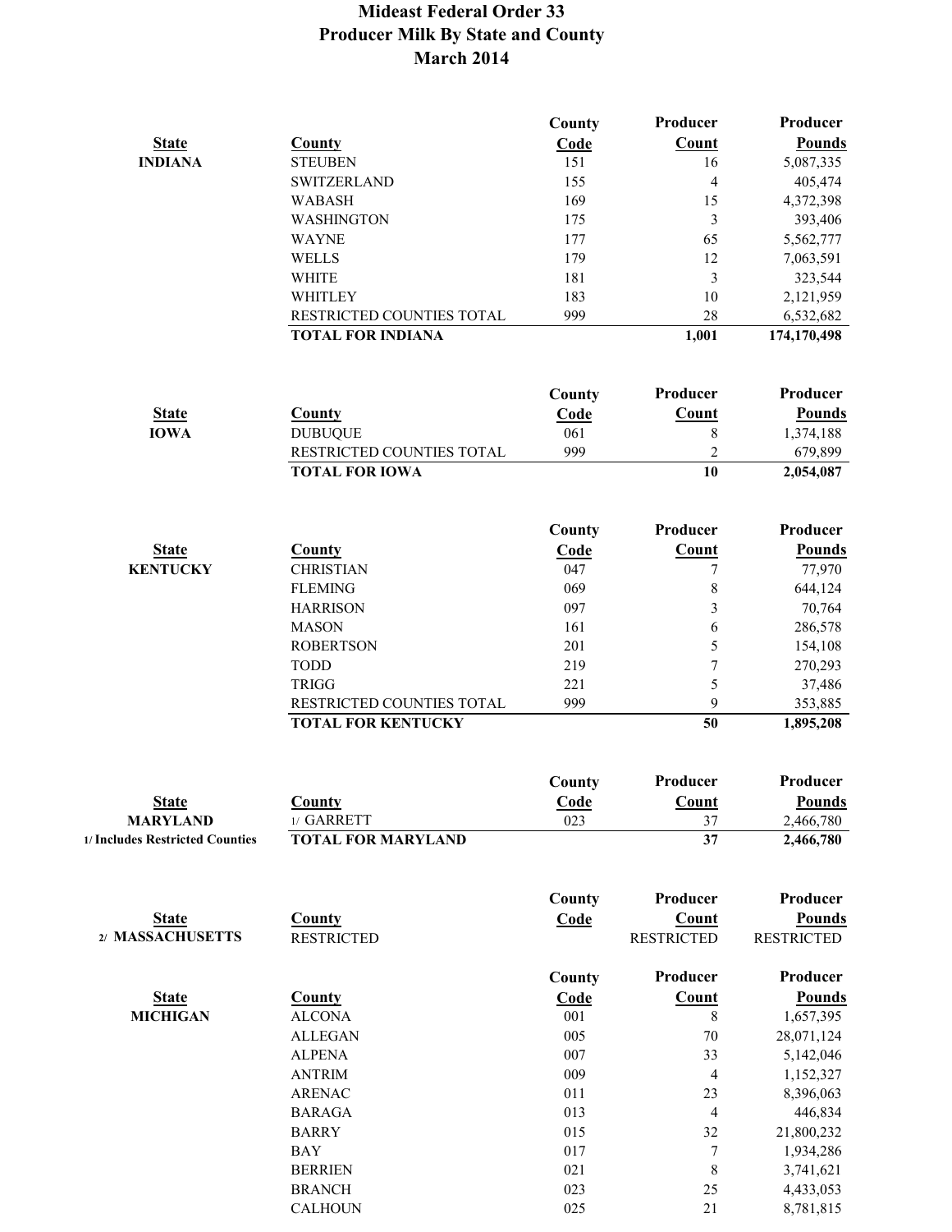# Mideast Federal Order 33
# Producer Milk By State and County
# March 2014

| State | County | County Code | Producer Count | Producer Pounds |
|---|---|---|---|---|
| INDIANA | STEUBEN | 151 | 16 | 5,087,335 |
| | SWITZERLAND | 155 | 4 | 405,474 |
| | WABASH | 169 | 15 | 4,372,398 |
| | WASHINGTON | 175 | 3 | 393,406 |
| | WAYNE | 177 | 65 | 5,562,777 |
| | WELLS | 179 | 12 | 7,063,591 |
| | WHITE | 181 | 3 | 323,544 |
| | WHITLEY | 183 | 10 | 2,121,959 |
| | RESTRICTED COUNTIES TOTAL | 999 | 28 | 6,532,682 |
| | **TOTAL FOR INDIANA** | | **1,001** | **174,170,498** |

| State | County | County Code | Producer Count | Producer Pounds |
|---|---|---|---|---|
| IOWA | DUBUQUE | 061 | 8 | 1,374,188 |
| | RESTRICTED COUNTIES TOTAL | 999 | 2 | 679,899 |
| | **TOTAL FOR IOWA** | | **10** | **2,054,087** |

| State | County | County Code | Producer Count | Producer Pounds |
|---|---|---|---|---|
| KENTUCKY | CHRISTIAN | 047 | 7 | 77,970 |
| | FLEMING | 069 | 8 | 644,124 |
| | HARRISON | 097 | 3 | 70,764 |
| | MASON | 161 | 6 | 286,578 |
| | ROBERTSON | 201 | 5 | 154,108 |
| | TODD | 219 | 7 | 270,293 |
| | TRIGG | 221 | 5 | 37,486 |
| | RESTRICTED COUNTIES TOTAL | 999 | 9 | 353,885 |
| | **TOTAL FOR KENTUCKY** | | **50** | **1,895,208** |

| State | County | County Code | Producer Count | Producer Pounds |
|---|---|---|---|---|
| MARYLAND | 1/ GARRETT | 023 | 37 | 2,466,780 |
| 1/ Includes Restricted Counties | **TOTAL FOR MARYLAND** | | **37** | **2,466,780** |

| State | County | County Code | Producer Count | Producer Pounds |
|---|---|---|---|---|
| 2/ MASSACHUSETTS | RESTRICTED | | RESTRICTED | RESTRICTED |

| State | County | County Code | Producer Count | Producer Pounds |
|---|---|---|---|---|
| MICHIGAN | ALCONA | 001 | 8 | 1,657,395 |
| | ALLEGAN | 005 | 70 | 28,071,124 |
| | ALPENA | 007 | 33 | 5,142,046 |
| | ANTRIM | 009 | 4 | 1,152,327 |
| | ARENAC | 011 | 23 | 8,396,063 |
| | BARAGA | 013 | 4 | 446,834 |
| | BARRY | 015 | 32 | 21,800,232 |
| | BAY | 017 | 7 | 1,934,286 |
| | BERRIEN | 021 | 8 | 3,741,621 |
| | BRANCH | 023 | 25 | 4,433,053 |
| | CALHOUN | 025 | 21 | 8,781,815 |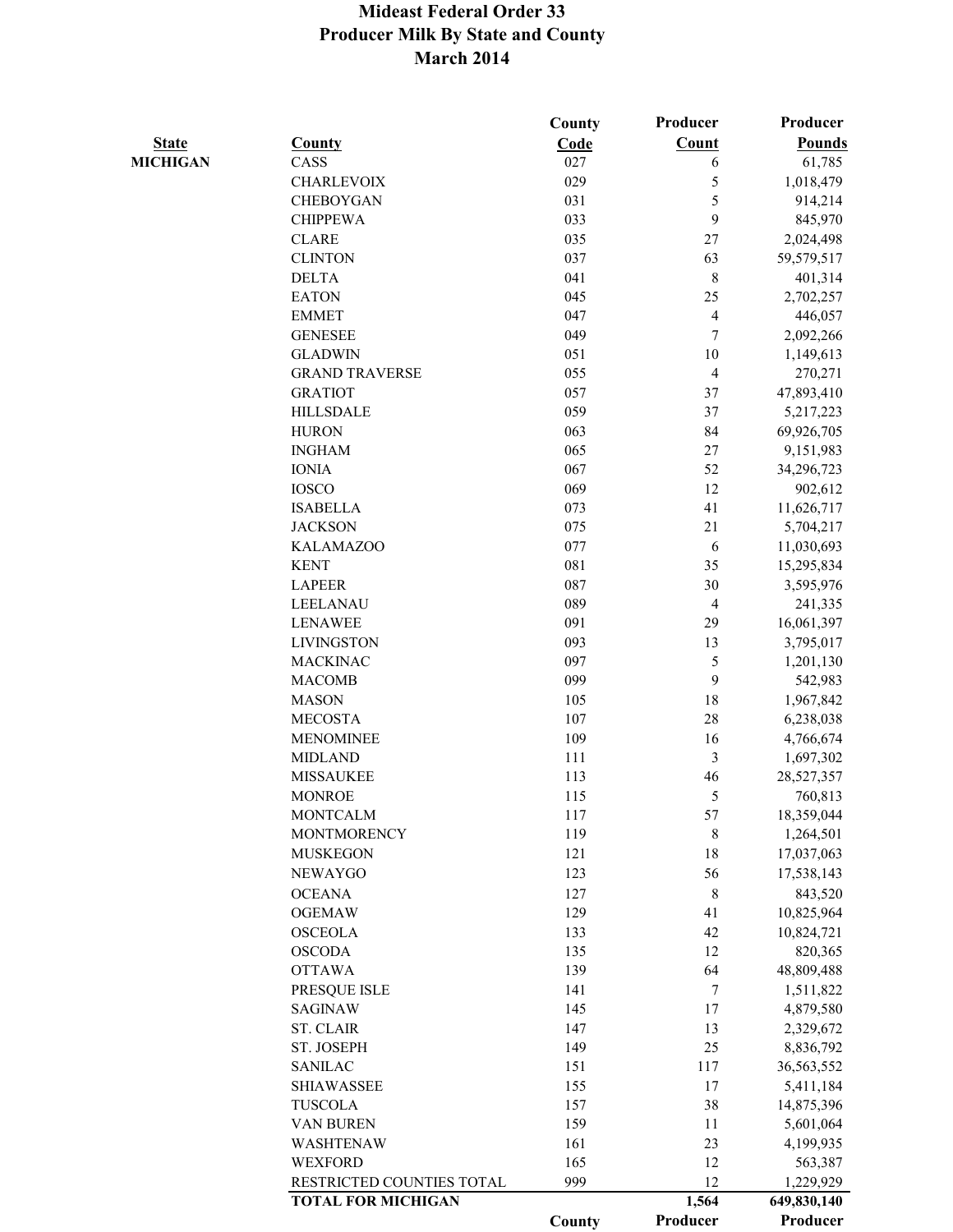# Mideast Federal Order 33
# Producer Milk By State and County
# March 2014

| State | County | County Code | Producer Count | Producer Pounds |
|---|---|---|---|---|
| **MICHIGAN** | CASS | 027 | 6 | 61,785 |
| | CHARLEVOIX | 029 | 5 | 1,018,479 |
| | CHEBOYGAN | 031 | 5 | 914,214 |
| | CHIPPEWA | 033 | 9 | 845,970 |
| | CLARE | 035 | 27 | 2,024,498 |
| | CLINTON | 037 | 63 | 59,579,517 |
| | DELTA | 041 | 8 | 401,314 |
| | EATON | 045 | 25 | 2,702,257 |
| | EMMET | 047 | 4 | 446,057 |
| | GENESEE | 049 | 7 | 2,092,266 |
| | GLADWIN | 051 | 10 | 1,149,613 |
| | GRAND TRAVERSE | 055 | 4 | 270,271 |
| | GRATIOT | 057 | 37 | 47,893,410 |
| | HILLSDALE | 059 | 37 | 5,217,223 |
| | HURON | 063 | 84 | 69,926,705 |
| | INGHAM | 065 | 27 | 9,151,983 |
| | IONIA | 067 | 52 | 34,296,723 |
| | IOSCO | 069 | 12 | 902,612 |
| | ISABELLA | 073 | 41 | 11,626,717 |
| | JACKSON | 075 | 21 | 5,704,217 |
| | KALAMAZOO | 077 | 6 | 11,030,693 |
| | KENT | 081 | 35 | 15,295,834 |
| | LAPEER | 087 | 30 | 3,595,976 |
| | LEELANAU | 089 | 4 | 241,335 |
| | LENAWEE | 091 | 29 | 16,061,397 |
| | LIVINGSTON | 093 | 13 | 3,795,017 |
| | MACKINAC | 097 | 5 | 1,201,130 |
| | MACOMB | 099 | 9 | 542,983 |
| | MASON | 105 | 18 | 1,967,842 |
| | MECOSTA | 107 | 28 | 6,238,038 |
| | MENOMINEE | 109 | 16 | 4,766,674 |
| | MIDLAND | 111 | 3 | 1,697,302 |
| | MISSAUKEE | 113 | 46 | 28,527,357 |
| | MONROE | 115 | 5 | 760,813 |
| | MONTCALM | 117 | 57 | 18,359,044 |
| | MONTMORENCY | 119 | 8 | 1,264,501 |
| | MUSKEGON | 121 | 18 | 17,037,063 |
| | NEWAYGO | 123 | 56 | 17,538,143 |
| | OCEANA | 127 | 8 | 843,520 |
| | OGEMAW | 129 | 41 | 10,825,964 |
| | OSCEOLA | 133 | 42 | 10,824,721 |
| | OSCODA | 135 | 12 | 820,365 |
| | OTTAWA | 139 | 64 | 48,809,488 |
| | PRESQUE ISLE | 141 | 7 | 1,511,822 |
| | SAGINAW | 145 | 17 | 4,879,580 |
| | ST. CLAIR | 147 | 13 | 2,329,672 |
| | ST. JOSEPH | 149 | 25 | 8,836,792 |
| | SANILAC | 151 | 117 | 36,563,552 |
| | SHIAWASSEE | 155 | 17 | 5,411,184 |
| | TUSCOLA | 157 | 38 | 14,875,396 |
| | VAN BUREN | 159 | 11 | 5,601,064 |
| | WASHTENAW | 161 | 23 | 4,199,935 |
| | WEXFORD | 165 | 12 | 563,387 |
| | RESTRICTED COUNTIES TOTAL | 999 | 12 | 1,229,929 |
| | **TOTAL FOR MICHIGAN** | | **1,564** | **649,830,140** |
| | | **County** | **Producer** | **Producer** |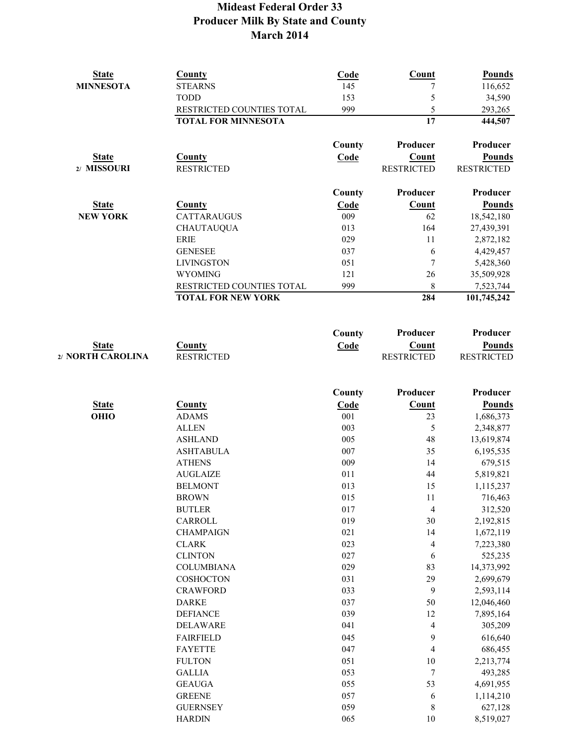# Mideast Federal Order 33
## Producer Milk By State and County
## March 2014

| State | County | Code | Count | Pounds |
|---|---|---|---|---|
| MINNESOTA | STEARNS | 145 | 7 | 116,652 |
| | TODD | 153 | 5 | 34,590 |
| | RESTRICTED COUNTIES TOTAL | 999 | 5 | 293,265 |
| | **TOTAL FOR MINNESOTA** | | **17** | **444,507** |

| State | County | County Code | Producer Count | Producer Pounds |
|---|---|---|---|---|
| 2/ MISSOURI | RESTRICTED | | RESTRICTED | RESTRICTED |

| State | County | County Code | Producer Count | Producer Pounds |
|---|---|---|---|---|
| NEW YORK | CATTARAUGUS | 009 | 62 | 18,542,180 |
| | CHAUTAUQUA | 013 | 164 | 27,439,391 |
| | ERIE | 029 | 11 | 2,872,182 |
| | GENESEE | 037 | 6 | 4,429,457 |
| | LIVINGSTON | 051 | 7 | 5,428,360 |
| | WYOMING | 121 | 26 | 35,509,928 |
| | RESTRICTED COUNTIES TOTAL | 999 | 8 | 7,523,744 |
| | **TOTAL FOR NEW YORK** | | **284** | **101,745,242** |

| State | County | County Code | Producer Count | Producer Pounds |
|---|---|---|---|---|
| 2/ NORTH CAROLINA | RESTRICTED | | RESTRICTED | RESTRICTED |

| State | County | County Code | Producer Count | Producer Pounds |
|---|---|---|---|---|
| OHIO | ADAMS | 001 | 23 | 1,686,373 |
| | ALLEN | 003 | 5 | 2,348,877 |
| | ASHLAND | 005 | 48 | 13,619,874 |
| | ASHTABULA | 007 | 35 | 6,195,535 |
| | ATHENS | 009 | 14 | 679,515 |
| | AUGLAIZE | 011 | 44 | 5,819,821 |
| | BELMONT | 013 | 15 | 1,115,237 |
| | BROWN | 015 | 11 | 716,463 |
| | BUTLER | 017 | 4 | 312,520 |
| | CARROLL | 019 | 30 | 2,192,815 |
| | CHAMPAIGN | 021 | 14 | 1,672,119 |
| | CLARK | 023 | 4 | 7,223,380 |
| | CLINTON | 027 | 6 | 525,235 |
| | COLUMBIANA | 029 | 83 | 14,373,992 |
| | COSHOCTON | 031 | 29 | 2,699,679 |
| | CRAWFORD | 033 | 9 | 2,593,114 |
| | DARKE | 037 | 50 | 12,046,460 |
| | DEFIANCE | 039 | 12 | 7,895,164 |
| | DELAWARE | 041 | 4 | 305,209 |
| | FAIRFIELD | 045 | 9 | 616,640 |
| | FAYETTE | 047 | 4 | 686,455 |
| | FULTON | 051 | 10 | 2,213,774 |
| | GALLIA | 053 | 7 | 493,285 |
| | GEAUGA | 055 | 53 | 4,691,955 |
| | GREENE | 057 | 6 | 1,114,210 |
| | GUERNSEY | 059 | 8 | 627,128 |
| | HARDIN | 065 | 10 | 8,519,027 |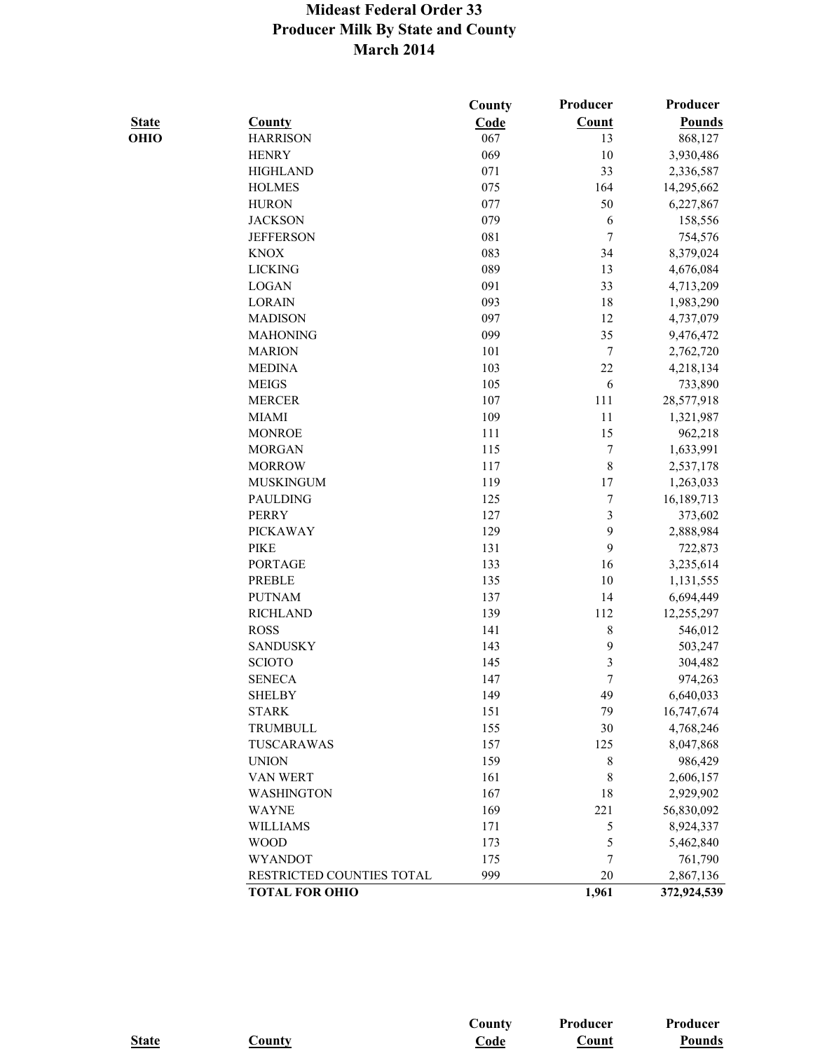# Mideast Federal Order 33
## Producer Milk By State and County
### March 2014

| State | County | County Code | Producer Count | Producer Pounds |
|---|---|---|---|---|
| **OHIO** | HARRISON | 067 | 13 | 868,127 |
| | HENRY | 069 | 10 | 3,930,486 |
| | HIGHLAND | 071 | 33 | 2,336,587 |
| | HOLMES | 075 | 164 | 14,295,662 |
| | HURON | 077 | 50 | 6,227,867 |
| | JACKSON | 079 | 6 | 158,556 |
| | JEFFERSON | 081 | 7 | 754,576 |
| | KNOX | 083 | 34 | 8,379,024 |
| | LICKING | 089 | 13 | 4,676,084 |
| | LOGAN | 091 | 33 | 4,713,209 |
| | LORAIN | 093 | 18 | 1,983,290 |
| | MADISON | 097 | 12 | 4,737,079 |
| | MAHONING | 099 | 35 | 9,476,472 |
| | MARION | 101 | 7 | 2,762,720 |
| | MEDINA | 103 | 22 | 4,218,134 |
| | MEIGS | 105 | 6 | 733,890 |
| | MERCER | 107 | 111 | 28,577,918 |
| | MIAMI | 109 | 11 | 1,321,987 |
| | MONROE | 111 | 15 | 962,218 |
| | MORGAN | 115 | 7 | 1,633,991 |
| | MORROW | 117 | 8 | 2,537,178 |
| | MUSKINGUM | 119 | 17 | 1,263,033 |
| | PAULDING | 125 | 7 | 16,189,713 |
| | PERRY | 127 | 3 | 373,602 |
| | PICKAWAY | 129 | 9 | 2,888,984 |
| | PIKE | 131 | 9 | 722,873 |
| | PORTAGE | 133 | 16 | 3,235,614 |
| | PREBLE | 135 | 10 | 1,131,555 |
| | PUTNAM | 137 | 14 | 6,694,449 |
| | RICHLAND | 139 | 112 | 12,255,297 |
| | ROSS | 141 | 8 | 546,012 |
| | SANDUSKY | 143 | 9 | 503,247 |
| | SCIOTO | 145 | 3 | 304,482 |
| | SENECA | 147 | 7 | 974,263 |
| | SHELBY | 149 | 49 | 6,640,033 |
| | STARK | 151 | 79 | 16,747,674 |
| | TRUMBULL | 155 | 30 | 4,768,246 |
| | TUSCARAWAS | 157 | 125 | 8,047,868 |
| | UNION | 159 | 8 | 986,429 |
| | VAN WERT | 161 | 8 | 2,606,157 |
| | WASHINGTON | 167 | 18 | 2,929,902 |
| | WAYNE | 169 | 221 | 56,830,092 |
| | WILLIAMS | 171 | 5 | 8,924,337 |
| | WOOD | 173 | 5 | 5,462,840 |
| | WYANDOT | 175 | 7 | 761,790 |
| | RESTRICTED COUNTIES TOTAL | 999 | 20 | 2,867,136 |
| | **TOTAL FOR OHIO** | | **1,961** | **372,924,539** |

| State | County | County Code | Producer Count | Producer Pounds |
|---|---|---|---|---|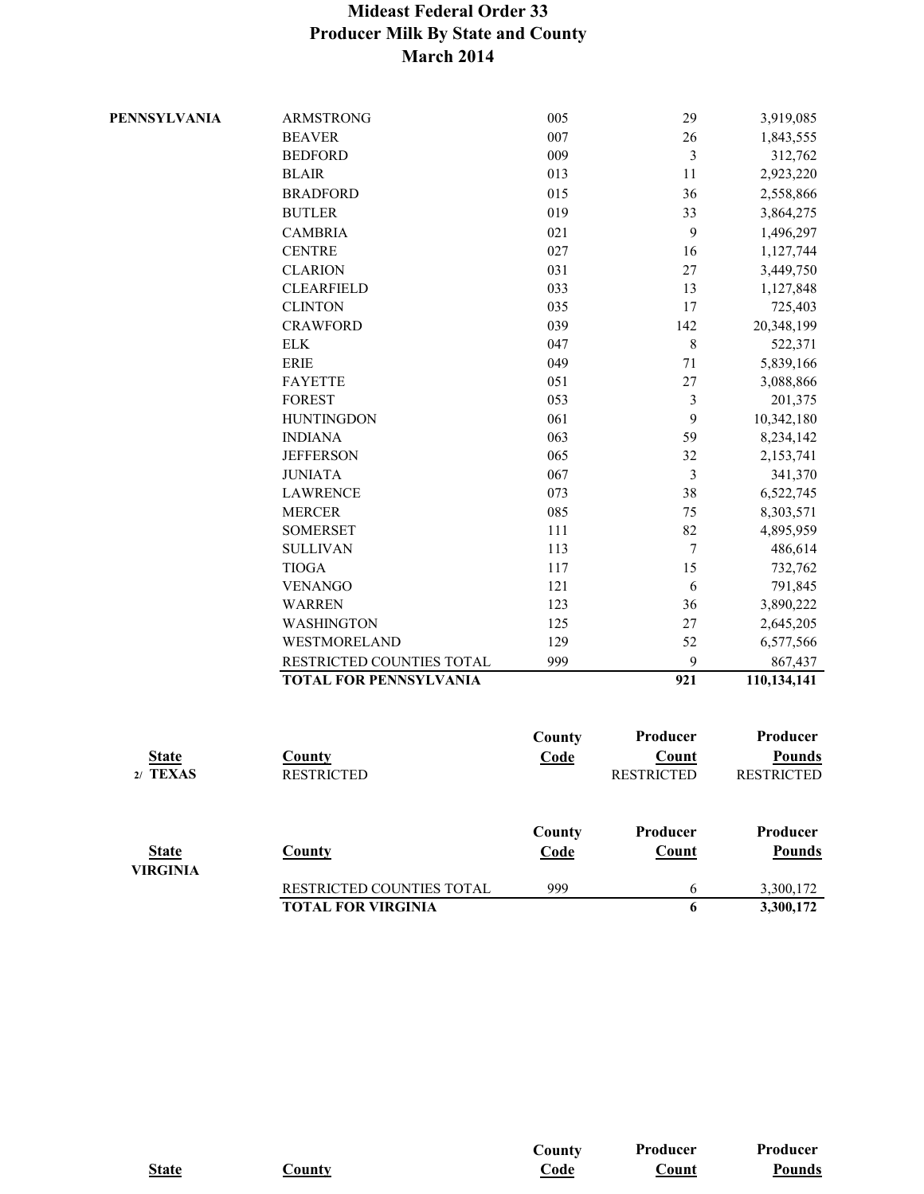# Mideast Federal Order 33
## Producer Milk By State and County
## March 2014

| State | County | County Code | Producer Count | Producer Pounds |
|---|---|---|---|---|
| **PENNSYLVANIA** | ARMSTRONG | 005 | 29 | 3,919,085 |
| | BEAVER | 007 | 26 | 1,843,555 |
| | BEDFORD | 009 | 3 | 312,762 |
| | BLAIR | 013 | 11 | 2,923,220 |
| | BRADFORD | 015 | 36 | 2,558,866 |
| | BUTLER | 019 | 33 | 3,864,275 |
| | CAMBRIA | 021 | 9 | 1,496,297 |
| | CENTRE | 027 | 16 | 1,127,744 |
| | CLARION | 031 | 27 | 3,449,750 |
| | CLEARFIELD | 033 | 13 | 1,127,848 |
| | CLINTON | 035 | 17 | 725,403 |
| | CRAWFORD | 039 | 142 | 20,348,199 |
| | ELK | 047 | 8 | 522,371 |
| | ERIE | 049 | 71 | 5,839,166 |
| | FAYETTE | 051 | 27 | 3,088,866 |
| | FOREST | 053 | 3 | 201,375 |
| | HUNTINGDON | 061 | 9 | 10,342,180 |
| | INDIANA | 063 | 59 | 8,234,142 |
| | JEFFERSON | 065 | 32 | 2,153,741 |
| | JUNIATA | 067 | 3 | 341,370 |
| | LAWRENCE | 073 | 38 | 6,522,745 |
| | MERCER | 085 | 75 | 8,303,571 |
| | SOMERSET | 111 | 82 | 4,895,959 |
| | SULLIVAN | 113 | 7 | 486,614 |
| | TIOGA | 117 | 15 | 732,762 |
| | VENANGO | 121 | 6 | 791,845 |
| | WARREN | 123 | 36 | 3,890,222 |
| | WASHINGTON | 125 | 27 | 2,645,205 |
| | WESTMORELAND | 129 | 52 | 6,577,566 |
| | RESTRICTED COUNTIES TOTAL | 999 | 9 | 867,437 |
| | **TOTAL FOR PENNSYLVANIA** | | **921** | **110,134,141** |

| State | County | County Code | Producer Count | Producer Pounds |
|---|---|---|---|---|
| 2/ **TEXAS** | RESTRICTED | | RESTRICTED | RESTRICTED |

| State | County | County Code | Producer Count | Producer Pounds |
|---|---|---|---|---|
| **VIRGINIA** | | | | |
| | RESTRICTED COUNTIES TOTAL | 999 | 6 | 3,300,172 |
| | **TOTAL FOR VIRGINIA** | | **6** | **3,300,172** |

| State | County | County Code | Producer Count | Producer Pounds |
|---|---|---|---|---|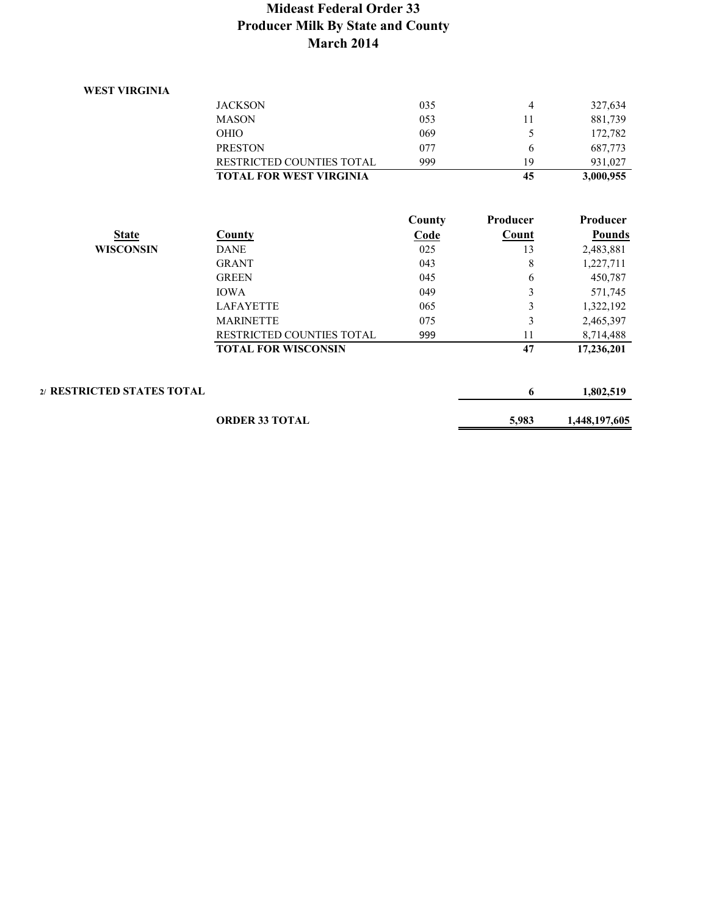# Mideast Federal Order 33
## Producer Milk By State and County
## March 2014

| State | County | County Code | Producer Count | Producer Pounds |
|---|---|---|---|---|
| **WEST VIRGINIA** | | | | |
| | JACKSON | 035 | 4 | 327,634 |
| | MASON | 053 | 11 | 881,739 |
| | OHIO | 069 | 5 | 172,782 |
| | PRESTON | 077 | 6 | 687,773 |
| | RESTRICTED COUNTIES TOTAL | 999 | 19 | 931,027 |
| | **TOTAL FOR WEST VIRGINIA** | | **45** | **3,000,955** |
| **WISCONSIN** | DANE | 025 | 13 | 2,483,881 |
| | GRANT | 043 | 8 | 1,227,711 |
| | GREEN | 045 | 6 | 450,787 |
| | IOWA | 049 | 3 | 571,745 |
| | LAFAYETTE | 065 | 3 | 1,322,192 |
| | MARINETTE | 075 | 3 | 2,465,397 |
| | RESTRICTED COUNTIES TOTAL | 999 | 11 | 8,714,488 |
| | **TOTAL FOR WISCONSIN** | | **47** | **17,236,201** |
| 2/ **RESTRICTED STATES TOTAL** | | | **6** | **1,802,519** |
| | **ORDER 33 TOTAL** | | **5,983** | **1,448,197,605** |